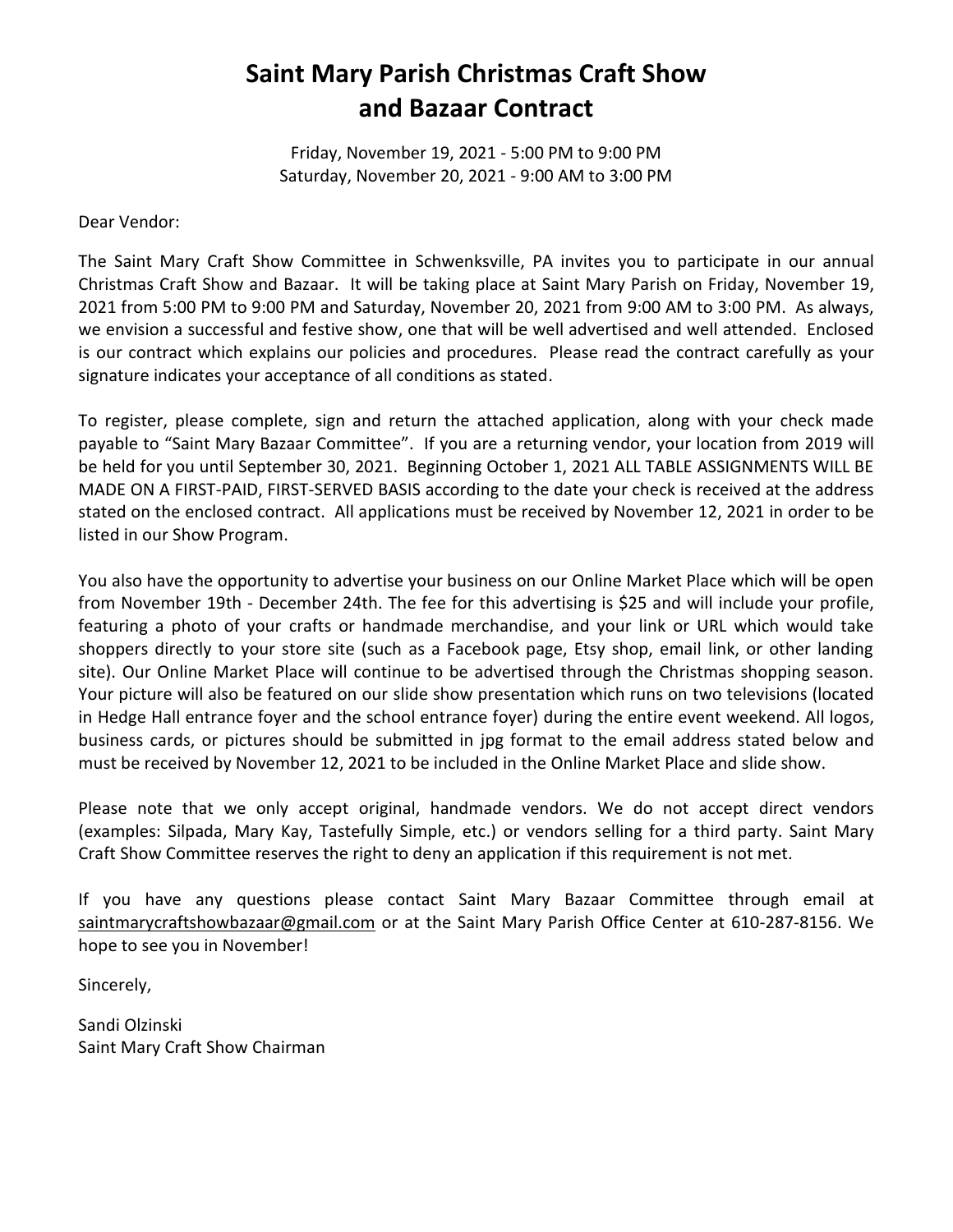# Saint Mary Parish Christmas Craft Show and Bazaar Contract

Friday, November 19, 2021 - 5:00 PM to 9:00 PM
Saturday, November 20, 2021 - 9:00 AM to 3:00 PM

Dear Vendor:

The Saint Mary Craft Show Committee in Schwenksville, PA invites you to participate in our annual Christmas Craft Show and Bazaar. It will be taking place at Saint Mary Parish on Friday, November 19, 2021 from 5:00 PM to 9:00 PM and Saturday, November 20, 2021 from 9:00 AM to 3:00 PM. As always, we envision a successful and festive show, one that will be well advertised and well attended. Enclosed is our contract which explains our policies and procedures. Please read the contract carefully as your signature indicates your acceptance of all conditions as stated.

To register, please complete, sign and return the attached application, along with your check made payable to "Saint Mary Bazaar Committee". If you are a returning vendor, your location from 2019 will be held for you until September 30, 2021. Beginning October 1, 2021 ALL TABLE ASSIGNMENTS WILL BE MADE ON A FIRST-PAID, FIRST-SERVED BASIS according to the date your check is received at the address stated on the enclosed contract. All applications must be received by November 12, 2021 in order to be listed in our Show Program.

You also have the opportunity to advertise your business on our Online Market Place which will be open from November 19th - December 24th. The fee for this advertising is $25 and will include your profile, featuring a photo of your crafts or handmade merchandise, and your link or URL which would take shoppers directly to your store site (such as a Facebook page, Etsy shop, email link, or other landing site). Our Online Market Place will continue to be advertised through the Christmas shopping season. Your picture will also be featured on our slide show presentation which runs on two televisions (located in Hedge Hall entrance foyer and the school entrance foyer) during the entire event weekend. All logos, business cards, or pictures should be submitted in jpg format to the email address stated below and must be received by November 12, 2021 to be included in the Online Market Place and slide show.

Please note that we only accept original, handmade vendors. We do not accept direct vendors (examples: Silpada, Mary Kay, Tastefully Simple, etc.) or vendors selling for a third party. Saint Mary Craft Show Committee reserves the right to deny an application if this requirement is not met.

If you have any questions please contact Saint Mary Bazaar Committee through email at saintmarycraftshowbazaar@gmail.com or at the Saint Mary Parish Office Center at 610-287-8156. We hope to see you in November!

Sincerely,

Sandi Olzinski
Saint Mary Craft Show Chairman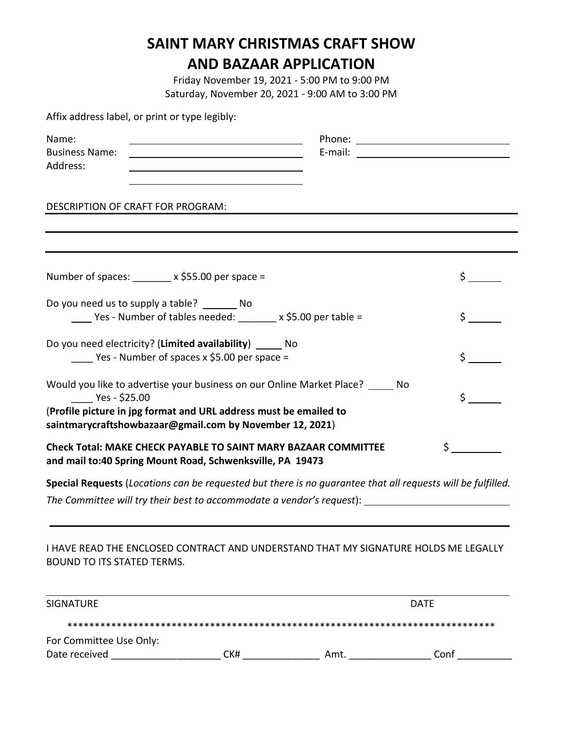# SAINT MARY CHRISTMAS CRAFT SHOW AND BAZAAR APPLICATION

Friday November 19, 2021 - 5:00 PM to 9:00 PM
Saturday, November 20, 2021 - 9:00 AM to 3:00 PM

Affix address label, or print or type legibly:

Name: ______________________________ Phone: ______________________________
Business Name: ______________________________ E-mail: ______________________________
Address: ______________________________
______________________________

DESCRIPTION OF CRAFT FOR PROGRAM: ______________________________

______________________________

______________________________

Number of spaces: _______ x $55.00 per space = $ ______

Do you need us to supply a table? ______ No
____ Yes - Number of tables needed: _______ x $5.00 per table = $ ______

Do you need electricity? (**Limited availability**) _____ No
____ Yes - Number of spaces x $5.00 per space = $ ______

Would you like to advertise your business on our Online Market Place? _____ No
____ Yes - $25.00 $ ______
(**Profile picture in jpg format and URL address must be emailed to saintmarycraftshowbazaar@gmail.com by November 12, 2021**)

**Check Total: MAKE CHECK PAYABLE TO SAINT MARY BAZAAR COMMITTEE and mail to:40 Spring Mount Road, Schwenksville, PA 19473** $ ________

**Special Requests** (*Locations can be requested but there is no guarantee that all requests will be fulfilled. The Committee will try their best to accommodate a vendor's request*): ______________________________

______________________________

I HAVE READ THE ENCLOSED CONTRACT AND UNDERSTAND THAT MY SIGNATURE HOLDS ME LEGALLY BOUND TO ITS STATED TERMS.

______________________________
SIGNATURE DATE

*********************************************************************************

For Committee Use Only:
Date received ____________________ CK# ______________ Amt. _______________ Conf __________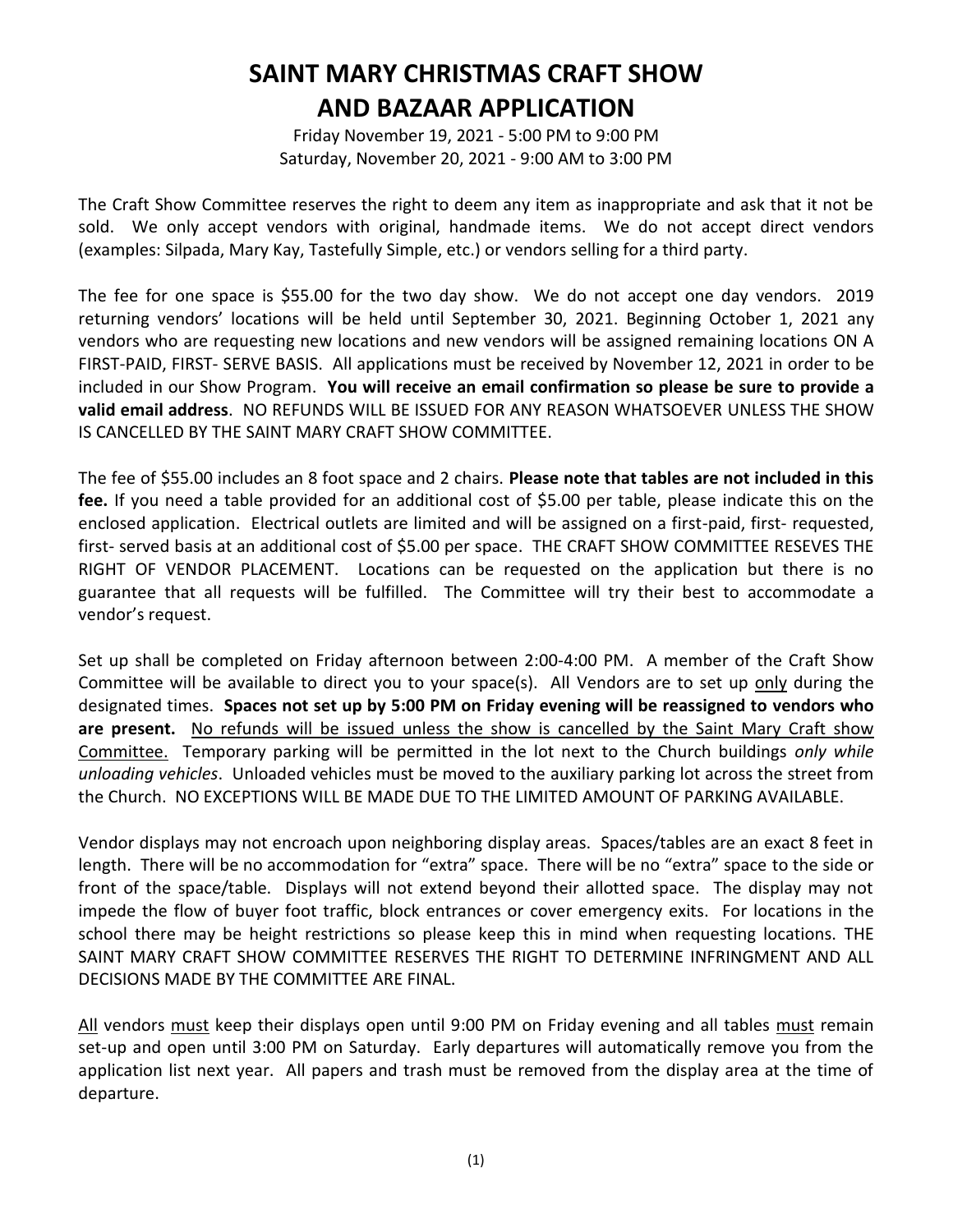# SAINT MARY CHRISTMAS CRAFT SHOW AND BAZAAR APPLICATION

Friday November 19, 2021 - 5:00 PM to 9:00 PM
Saturday, November 20, 2021 - 9:00 AM to 3:00 PM

The Craft Show Committee reserves the right to deem any item as inappropriate and ask that it not be sold. We only accept vendors with original, handmade items. We do not accept direct vendors (examples: Silpada, Mary Kay, Tastefully Simple, etc.) or vendors selling for a third party.

The fee for one space is $55.00 for the two day show. We do not accept one day vendors. 2019 returning vendors' locations will be held until September 30, 2021. Beginning October 1, 2021 any vendors who are requesting new locations and new vendors will be assigned remaining locations ON A FIRST-PAID, FIRST- SERVE BASIS. All applications must be received by November 12, 2021 in order to be included in our Show Program. **You will receive an email confirmation so please be sure to provide a valid email address**. NO REFUNDS WILL BE ISSUED FOR ANY REASON WHATSOEVER UNLESS THE SHOW IS CANCELLED BY THE SAINT MARY CRAFT SHOW COMMITTEE.

The fee of $55.00 includes an 8 foot space and 2 chairs. **Please note that tables are not included in this fee.** If you need a table provided for an additional cost of $5.00 per table, please indicate this on the enclosed application. Electrical outlets are limited and will be assigned on a first-paid, first- requested, first- served basis at an additional cost of $5.00 per space. THE CRAFT SHOW COMMITTEE RESEVES THE RIGHT OF VENDOR PLACEMENT. Locations can be requested on the application but there is no guarantee that all requests will be fulfilled. The Committee will try their best to accommodate a vendor's request.

Set up shall be completed on Friday afternoon between 2:00-4:00 PM. A member of the Craft Show Committee will be available to direct you to your space(s). All Vendors are to set up only during the designated times. **Spaces not set up by 5:00 PM on Friday evening will be reassigned to vendors who are present.** No refunds will be issued unless the show is cancelled by the Saint Mary Craft show Committee. Temporary parking will be permitted in the lot next to the Church buildings *only while unloading vehicles*. Unloaded vehicles must be moved to the auxiliary parking lot across the street from the Church. NO EXCEPTIONS WILL BE MADE DUE TO THE LIMITED AMOUNT OF PARKING AVAILABLE.

Vendor displays may not encroach upon neighboring display areas. Spaces/tables are an exact 8 feet in length. There will be no accommodation for "extra" space. There will be no "extra" space to the side or front of the space/table. Displays will not extend beyond their allotted space. The display may not impede the flow of buyer foot traffic, block entrances or cover emergency exits. For locations in the school there may be height restrictions so please keep this in mind when requesting locations. THE SAINT MARY CRAFT SHOW COMMITTEE RESERVES THE RIGHT TO DETERMINE INFRINGMENT AND ALL DECISIONS MADE BY THE COMMITTEE ARE FINAL.

All vendors must keep their displays open until 9:00 PM on Friday evening and all tables must remain set-up and open until 3:00 PM on Saturday. Early departures will automatically remove you from the application list next year. All papers and trash must be removed from the display area at the time of departure.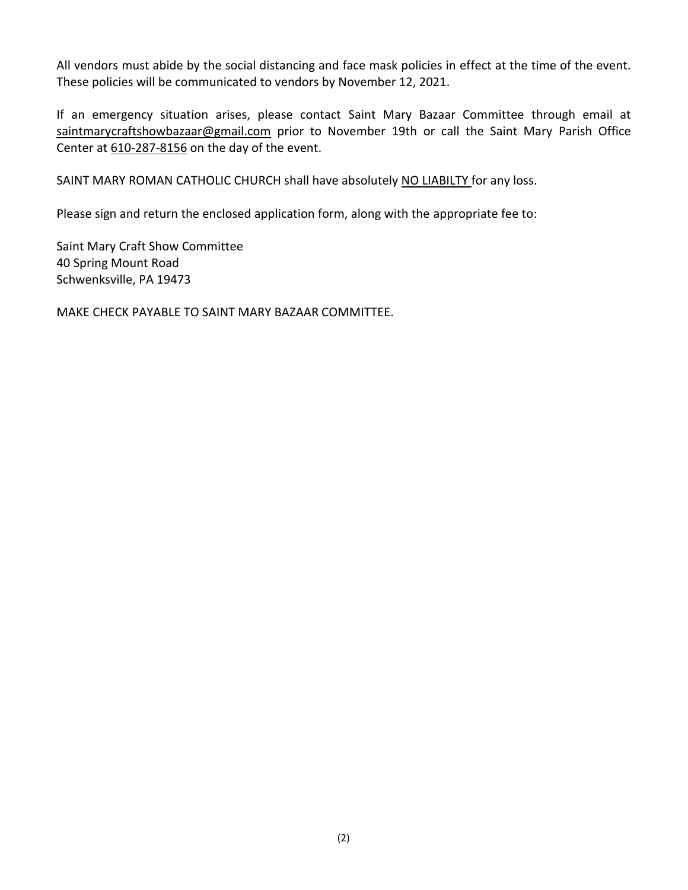All vendors must abide by the social distancing and face mask policies in effect at the time of the event. These policies will be communicated to vendors by November 12, 2021.

If an emergency situation arises, please contact Saint Mary Bazaar Committee through email at saintmarycraftshowbazaar@gmail.com prior to November 19th or call the Saint Mary Parish Office Center at 610-287-8156 on the day of the event.

SAINT MARY ROMAN CATHOLIC CHURCH shall have absolutely NO LIABILTY for any loss.

Please sign and return the enclosed application form, along with the appropriate fee to:

Saint Mary Craft Show Committee
40 Spring Mount Road
Schwenksville, PA 19473

MAKE CHECK PAYABLE TO SAINT MARY BAZAAR COMMITTEE.